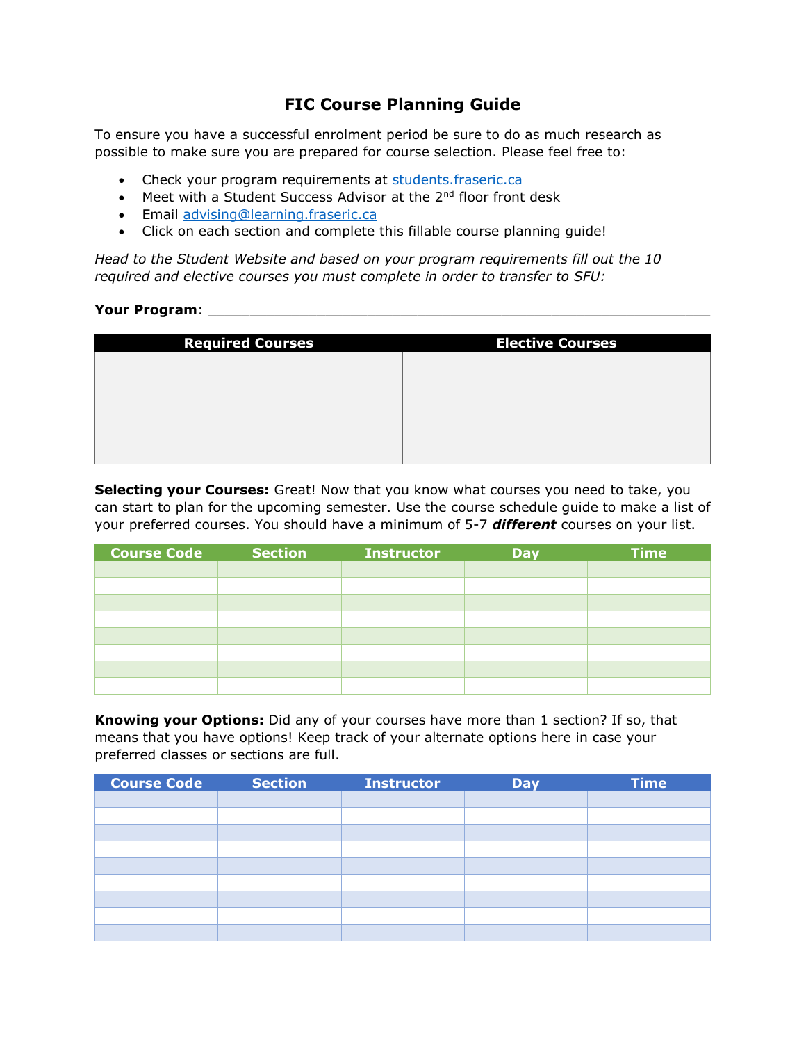# FIC Course Planning Guide

To ensure you have a successful enrolment period be sure to do as much research as possible to make sure you are prepared for course selection. Please feel free to:

- Check your program requirements at [students.fraseric.ca](students.fraseric.ca)
- Meet with a Student Success Advisor at the 2nd floor front desk
- Email [advising@learning.fraseric.ca](mailto:advising@learning.fraseric.ca)
- Click on each section and complete this fillable course planning guide!

*Head to the Student Website and based on your program requirements fill out the 10 required and elective courses you must complete in order to transfer to SFU:*

**Your Program**: ____________________________________________________________

| Required Courses | Elective Courses |
| --- | --- |
| | |

**Selecting your Courses:** Great! Now that you know what courses you need to take, you can start to plan for the upcoming semester. Use the course schedule guide to make a list of your preferred courses. You should have a minimum of 5-7 ***different*** courses on your list.

| Course Code | Section | Instructor | Day | Time |
| --- | --- | --- | --- | --- |
| | | | | |
| | | | | |
| | | | | |
| | | | | |
| | | | | |
| | | | | |
| | | | | |
| | | | | |

**Knowing your Options:** Did any of your courses have more than 1 section? If so, that means that you have options! Keep track of your alternate options here in case your preferred classes or sections are full.

| Course Code | Section | Instructor | Day | Time |
| --- | --- | --- | --- | --- |
| | | | | |
| | | | | |
| | | | | |
| | | | | |
| | | | | |
| | | | | |
| | | | | |
| | | | | |
| | | | | |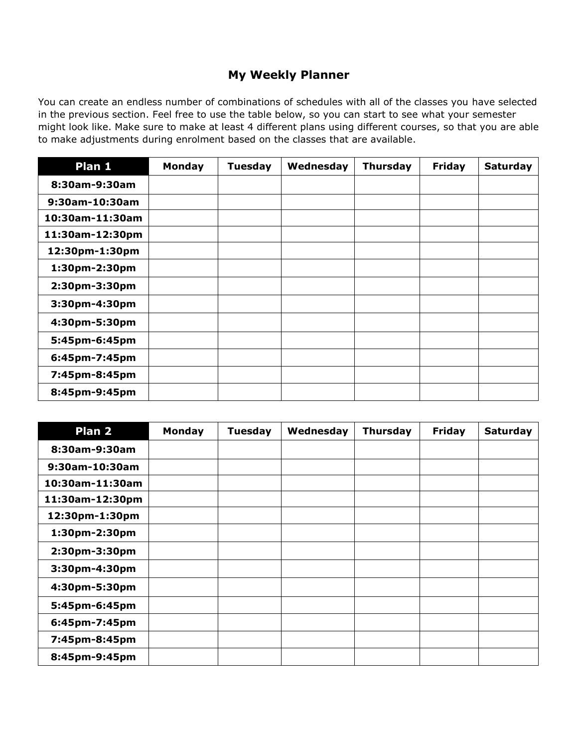## My Weekly Planner

You can create an endless number of combinations of schedules with all of the classes you have selected in the previous section. Feel free to use the table below, so you can start to see what your semester might look like. Make sure to make at least 4 different plans using different courses, so that you are able to make adjustments during enrolment based on the classes that are available.

| Plan 1 | Monday | Tuesday | Wednesday | Thursday | Friday | Saturday |
|---|---|---|---|---|---|---|
| 8:30am-9:30am | | | | | | |
| 9:30am-10:30am | | | | | | |
| 10:30am-11:30am | | | | | | |
| 11:30am-12:30pm | | | | | | |
| 12:30pm-1:30pm | | | | | | |
| 1:30pm-2:30pm | | | | | | |
| 2:30pm-3:30pm | | | | | | |
| 3:30pm-4:30pm | | | | | | |
| 4:30pm-5:30pm | | | | | | |
| 5:45pm-6:45pm | | | | | | |
| 6:45pm-7:45pm | | | | | | |
| 7:45pm-8:45pm | | | | | | |
| 8:45pm-9:45pm | | | | | | |

| Plan 2 | Monday | Tuesday | Wednesday | Thursday | Friday | Saturday |
|---|---|---|---|---|---|---|
| 8:30am-9:30am | | | | | | |
| 9:30am-10:30am | | | | | | |
| 10:30am-11:30am | | | | | | |
| 11:30am-12:30pm | | | | | | |
| 12:30pm-1:30pm | | | | | | |
| 1:30pm-2:30pm | | | | | | |
| 2:30pm-3:30pm | | | | | | |
| 3:30pm-4:30pm | | | | | | |
| 4:30pm-5:30pm | | | | | | |
| 5:45pm-6:45pm | | | | | | |
| 6:45pm-7:45pm | | | | | | |
| 7:45pm-8:45pm | | | | | | |
| 8:45pm-9:45pm | | | | | | |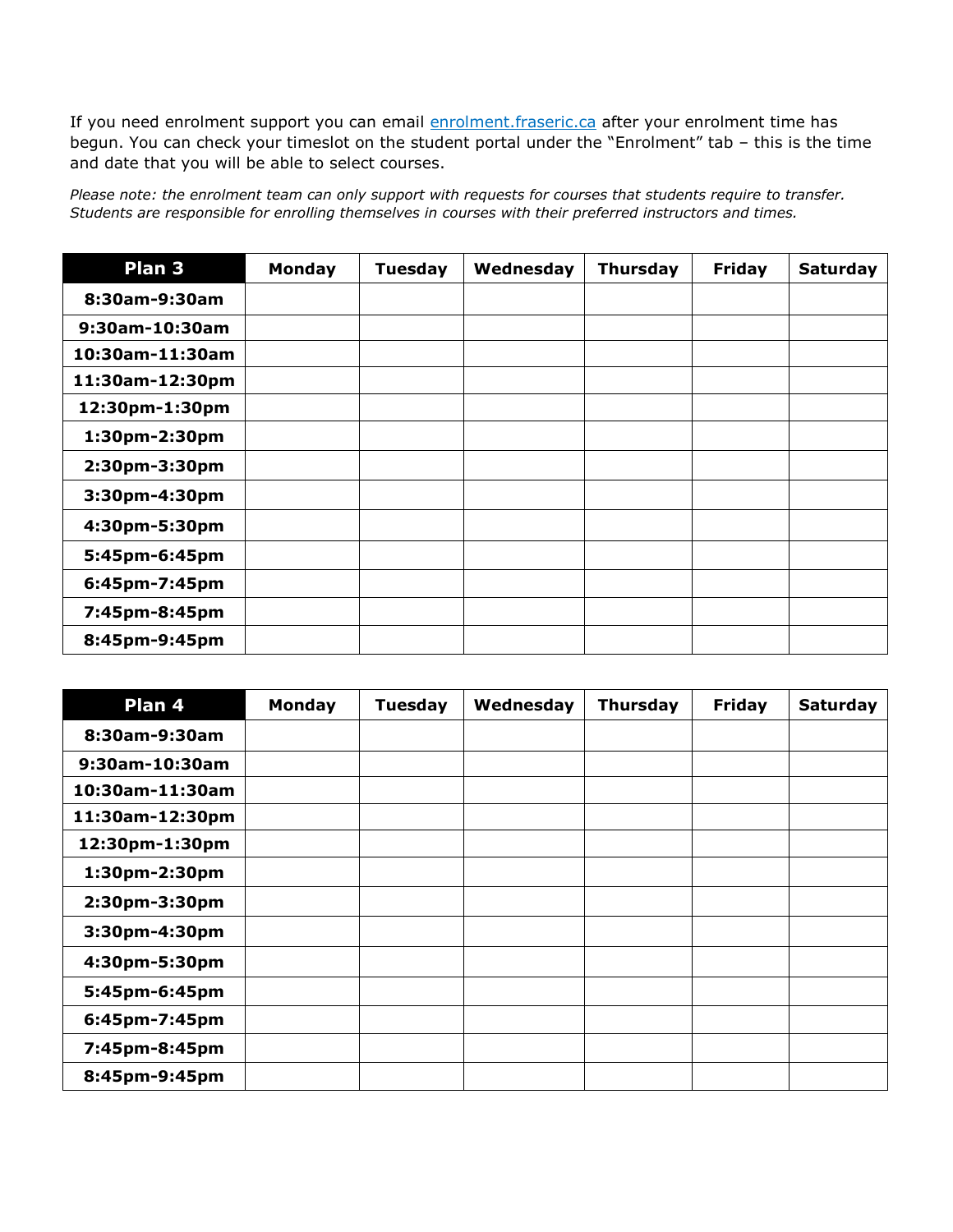If you need enrolment support you can email [enrolment.fraseric.ca](enrolment.fraseric.ca) after your enrolment time has begun. You can check your timeslot on the student portal under the "Enrolment" tab – this is the time and date that you will be able to select courses.

*Please note: the enrolment team can only support with requests for courses that students require to transfer. Students are responsible for enrolling themselves in courses with their preferred instructors and times.*

| **Plan 3** | **Monday** | **Tuesday** | **Wednesday** | **Thursday** | **Friday** | **Saturday** |
|---|---|---|---|---|---|---|
| **8:30am-9:30am** | | | | | | |
| **9:30am-10:30am** | | | | | | |
| **10:30am-11:30am** | | | | | | |
| **11:30am-12:30pm** | | | | | | |
| **12:30pm-1:30pm** | | | | | | |
| **1:30pm-2:30pm** | | | | | | |
| **2:30pm-3:30pm** | | | | | | |
| **3:30pm-4:30pm** | | | | | | |
| **4:30pm-5:30pm** | | | | | | |
| **5:45pm-6:45pm** | | | | | | |
| **6:45pm-7:45pm** | | | | | | |
| **7:45pm-8:45pm** | | | | | | |
| **8:45pm-9:45pm** | | | | | | |

| **Plan 4** | **Monday** | **Tuesday** | **Wednesday** | **Thursday** | **Friday** | **Saturday** |
|---|---|---|---|---|---|---|
| **8:30am-9:30am** | | | | | | |
| **9:30am-10:30am** | | | | | | |
| **10:30am-11:30am** | | | | | | |
| **11:30am-12:30pm** | | | | | | |
| **12:30pm-1:30pm** | | | | | | |
| **1:30pm-2:30pm** | | | | | | |
| **2:30pm-3:30pm** | | | | | | |
| **3:30pm-4:30pm** | | | | | | |
| **4:30pm-5:30pm** | | | | | | |
| **5:45pm-6:45pm** | | | | | | |
| **6:45pm-7:45pm** | | | | | | |
| **7:45pm-8:45pm** | | | | | | |
| **8:45pm-9:45pm** | | | | | | |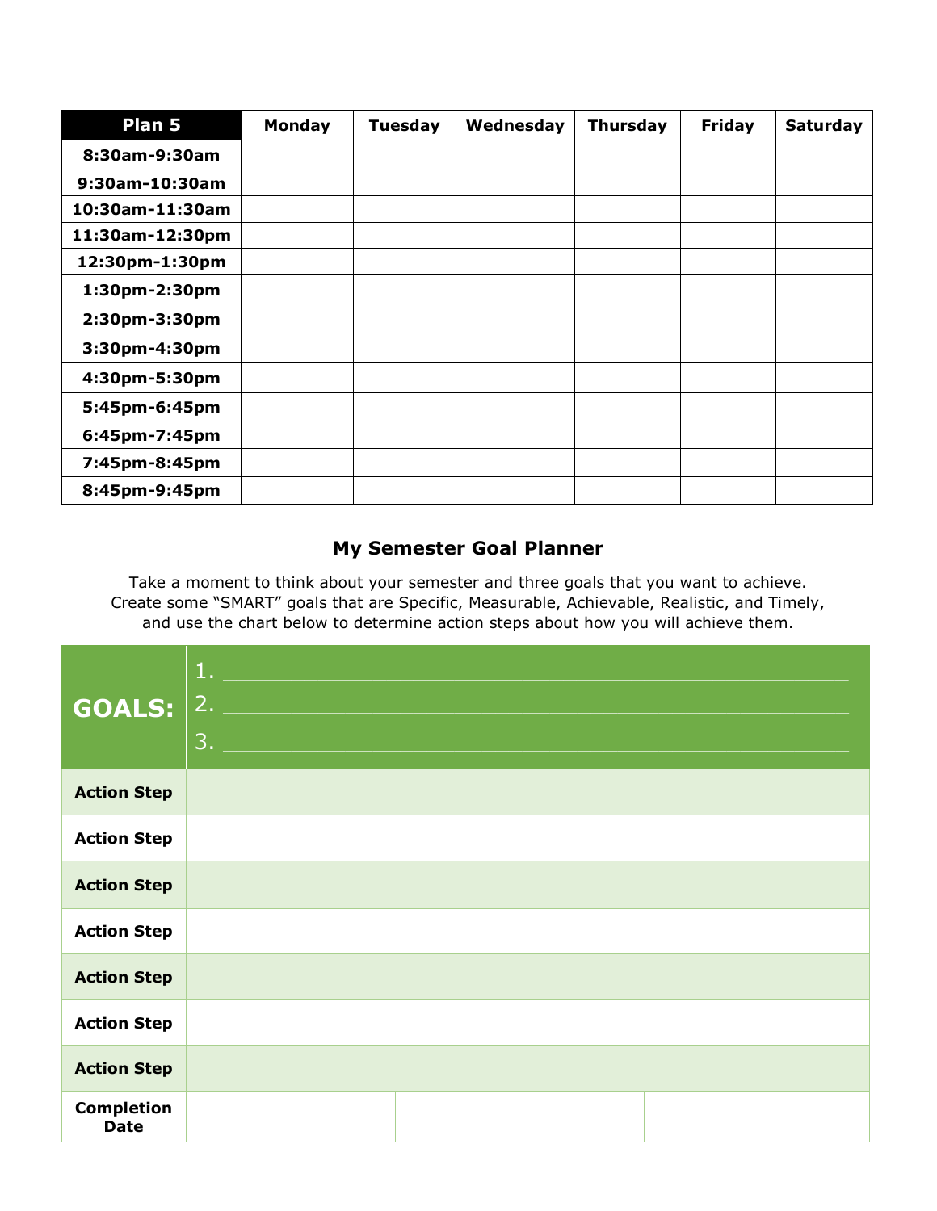| Plan 5 | Monday | Tuesday | Wednesday | Thursday | Friday | Saturday |
|---|---|---|---|---|---|---|
| 8:30am-9:30am | | | | | | |
| 9:30am-10:30am | | | | | | |
| 10:30am-11:30am | | | | | | |
| 11:30am-12:30pm | | | | | | |
| 12:30pm-1:30pm | | | | | | |
| 1:30pm-2:30pm | | | | | | |
| 2:30pm-3:30pm | | | | | | |
| 3:30pm-4:30pm | | | | | | |
| 4:30pm-5:30pm | | | | | | |
| 5:45pm-6:45pm | | | | | | |
| 6:45pm-7:45pm | | | | | | |
| 7:45pm-8:45pm | | | | | | |
| 8:45pm-9:45pm | | | | | | |

## My Semester Goal Planner

Take a moment to think about your semester and three goals that you want to achieve. Create some "SMART" goals that are Specific, Measurable, Achievable, Realistic, and Timely, and use the chart below to determine action steps about how you will achieve them.

| **GOALS:** | 1. \_\_\_\_\_\_\_\_\_\_\_\_\_\_\_\_\_\_\_\_\_\_\_\_\_\_\_\_\_\_\_\_\_\_\_\_ 2. \_\_\_\_\_\_\_\_\_\_\_\_\_\_\_\_\_\_\_\_\_\_\_\_\_\_\_\_\_\_\_\_\_\_\_\_ 3. \_\_\_\_\_\_\_\_\_\_\_\_\_\_\_\_\_\_\_\_\_\_\_\_\_\_\_\_\_\_\_\_\_\_\_\_ | | |
|---|---|---|---|
| **Action Step** | | | |
| **Action Step** | | | |
| **Action Step** | | | |
| **Action Step** | | | |
| **Action Step** | | | |
| **Action Step** | | | |
| **Action Step** | | | |
| **Completion Date** | | | |